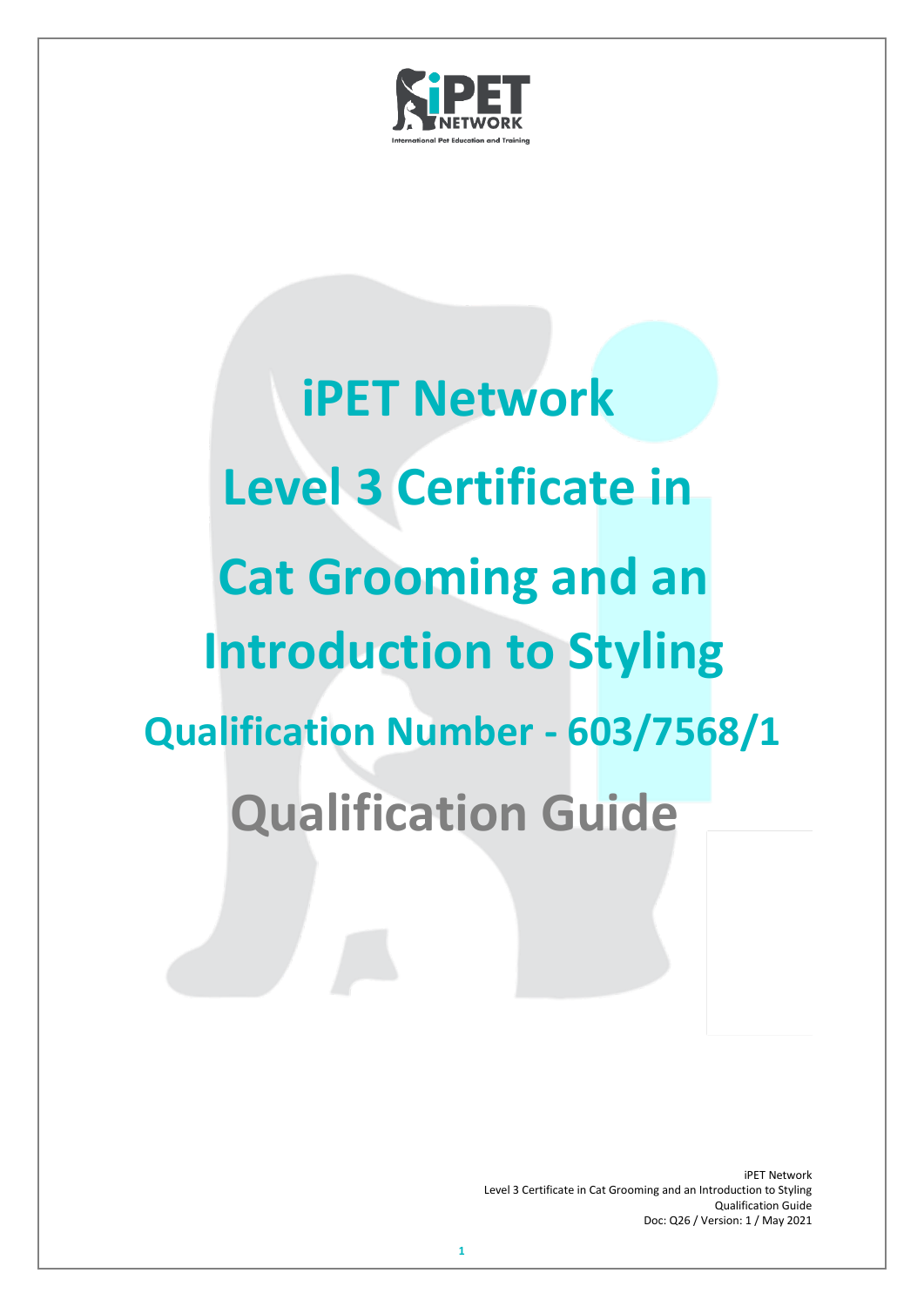# iPET Network

# Level 3 Certificate in Cat Grooming and an Introduction to Styling

## Qualification Number - 603/7568/1

# Qualification Guide

iPET Network
Level 3 Certificate in Cat Grooming and an Introduction to Styling
Qualification Guide
Doc: Q26 / Version: 1 / May 2021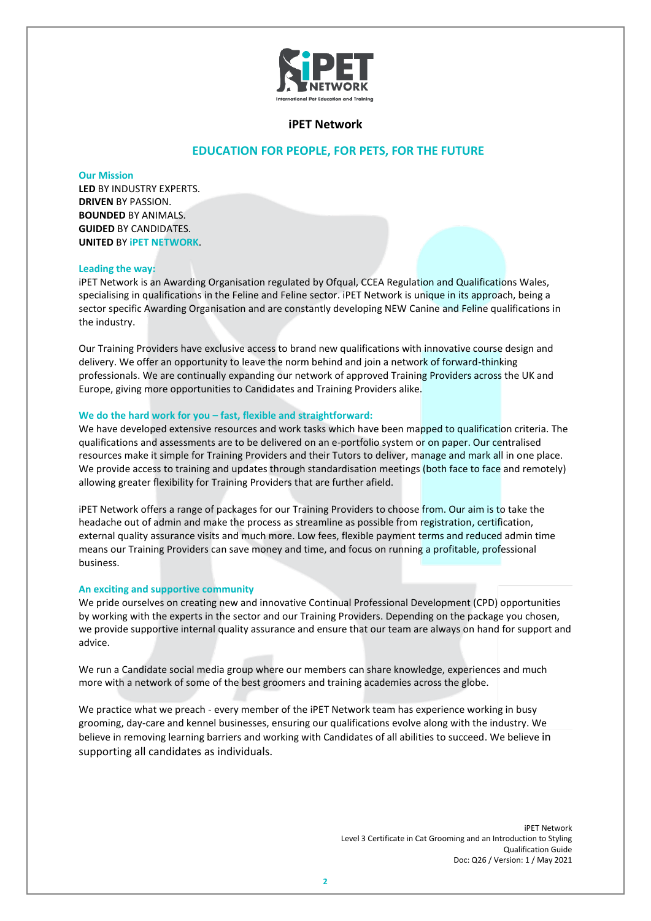# iPET Network

## EDUCATION FOR PEOPLE, FOR PETS, FOR THE FUTURE

### Our Mission

**LED** BY INDUSTRY EXPERTS.
**DRIVEN** BY PASSION.
**BOUNDED** BY ANIMALS.
**GUIDED** BY CANDIDATES.
**UNITED** BY **iPET NETWORK**.

### Leading the way:

iPET Network is an Awarding Organisation regulated by Ofqual, CCEA Regulation and Qualifications Wales, specialising in qualifications in the Feline and Feline sector. iPET Network is unique in its approach, being a sector specific Awarding Organisation and are constantly developing NEW Canine and Feline qualifications in the industry.

Our Training Providers have exclusive access to brand new qualifications with innovative course design and delivery. We offer an opportunity to leave the norm behind and join a network of forward-thinking professionals. We are continually expanding our network of approved Training Providers across the UK and Europe, giving more opportunities to Candidates and Training Providers alike.

### We do the hard work for you – fast, flexible and straightforward:

We have developed extensive resources and work tasks which have been mapped to qualification criteria. The qualifications and assessments are to be delivered on an e-portfolio system or on paper. Our centralised resources make it simple for Training Providers and their Tutors to deliver, manage and mark all in one place. We provide access to training and updates through standardisation meetings (both face to face and remotely) allowing greater flexibility for Training Providers that are further afield.

iPET Network offers a range of packages for our Training Providers to choose from. Our aim is to take the headache out of admin and make the process as streamline as possible from registration, certification, external quality assurance visits and much more. Low fees, flexible payment terms and reduced admin time means our Training Providers can save money and time, and focus on running a profitable, professional business.

### An exciting and supportive community

We pride ourselves on creating new and innovative Continual Professional Development (CPD) opportunities by working with the experts in the sector and our Training Providers. Depending on the package you chosen, we provide supportive internal quality assurance and ensure that our team are always on hand for support and advice.

We run a Candidate social media group where our members can share knowledge, experiences and much more with a network of some of the best groomers and training academies across the globe.

We practice what we preach - every member of the iPET Network team has experience working in busy grooming, day-care and kennel businesses, ensuring our qualifications evolve along with the industry. We believe in removing learning barriers and working with Candidates of all abilities to succeed. We believe in supporting all candidates as individuals.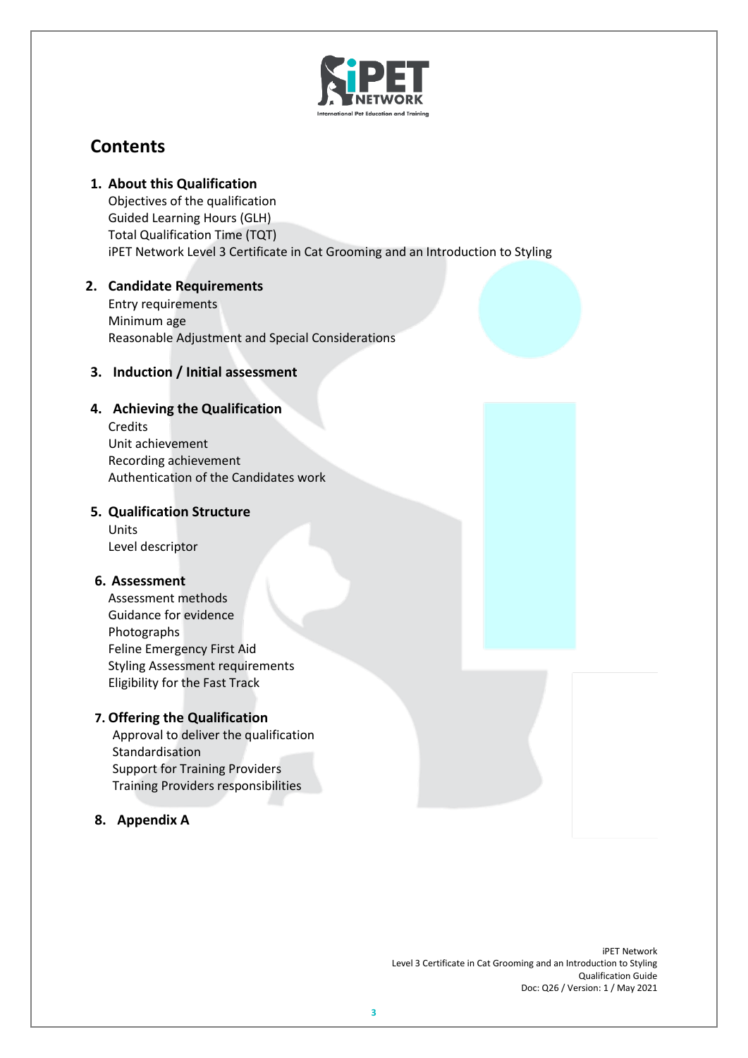## Contents

1. **About this Qualification**
   - Objectives of the qualification
   - Guided Learning Hours (GLH)
   - Total Qualification Time (TQT)
   - iPET Network Level 3 Certificate in Cat Grooming and an Introduction to Styling

2. **Candidate Requirements**
   - Entry requirements
   - Minimum age
   - Reasonable Adjustment and Special Considerations

3. **Induction / Initial assessment**

4. **Achieving the Qualification**
   - Credits
   - Unit achievement
   - Recording achievement
   - Authentication of the Candidates work

5. **Qualification Structure**
   - Units
   - Level descriptor

6. **Assessment**
   - Assessment methods
   - Guidance for evidence
   - Photographs
   - Feline Emergency First Aid
   - Styling Assessment requirements
   - Eligibility for the Fast Track

7. **Offering the Qualification**
   - Approval to deliver the qualification
   - Standardisation
   - Support for Training Providers
   - Training Providers responsibilities

8. **Appendix A**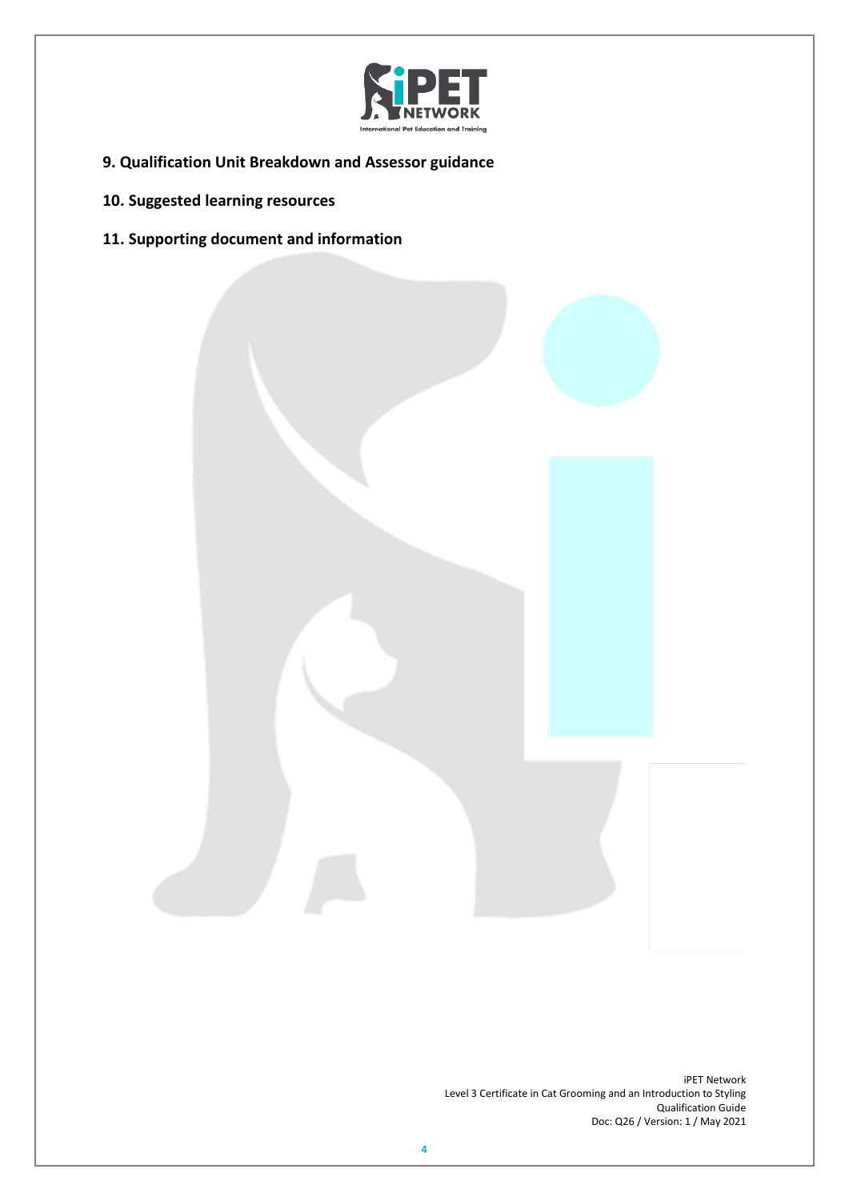**9. Qualification Unit Breakdown and Assessor guidance**

**10. Suggested learning resources**

**11. Supporting document and information**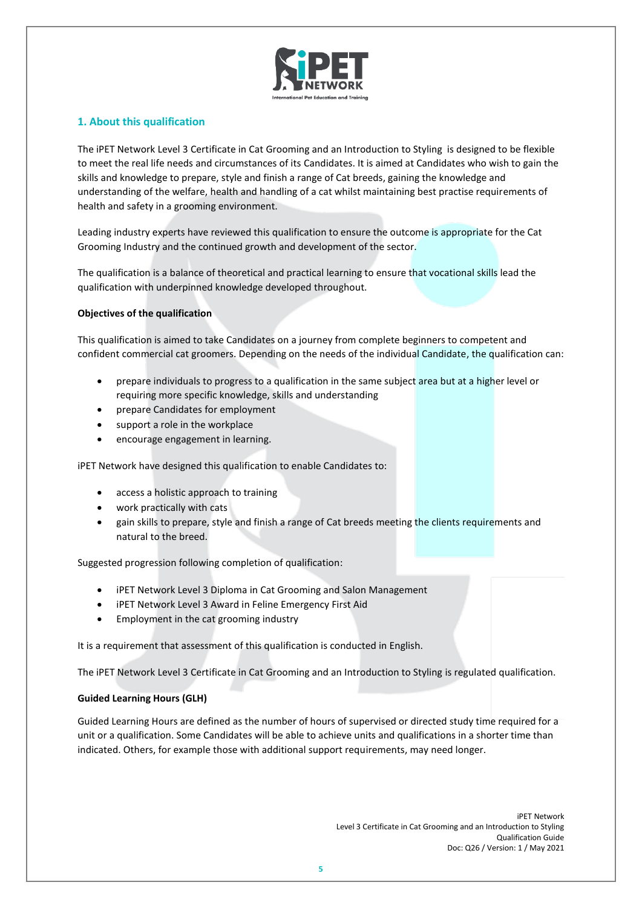## 1. About this qualification

The iPET Network Level 3 Certificate in Cat Grooming and an Introduction to Styling is designed to be flexible to meet the real life needs and circumstances of its Candidates. It is aimed at Candidates who wish to gain the skills and knowledge to prepare, style and finish a range of Cat breeds, gaining the knowledge and understanding of the welfare, health and handling of a cat whilst maintaining best practise requirements of health and safety in a grooming environment.

Leading industry experts have reviewed this qualification to ensure the outcome is appropriate for the Cat Grooming Industry and the continued growth and development of the sector.

The qualification is a balance of theoretical and practical learning to ensure that vocational skills lead the qualification with underpinned knowledge developed throughout.

**Objectives of the qualification**

This qualification is aimed to take Candidates on a journey from complete beginners to competent and confident commercial cat groomers. Depending on the needs of the individual Candidate, the qualification can:

- prepare individuals to progress to a qualification in the same subject area but at a higher level or requiring more specific knowledge, skills and understanding
- prepare Candidates for employment
- support a role in the workplace
- encourage engagement in learning.

iPET Network have designed this qualification to enable Candidates to:

- access a holistic approach to training
- work practically with cats
- gain skills to prepare, style and finish a range of Cat breeds meeting the clients requirements and natural to the breed.

Suggested progression following completion of qualification:

- iPET Network Level 3 Diploma in Cat Grooming and Salon Management
- iPET Network Level 3 Award in Feline Emergency First Aid
- Employment in the cat grooming industry

It is a requirement that assessment of this qualification is conducted in English.

The iPET Network Level 3 Certificate in Cat Grooming and an Introduction to Styling is regulated qualification.

**Guided Learning Hours (GLH)**

Guided Learning Hours are defined as the number of hours of supervised or directed study time required for a unit or a qualification. Some Candidates will be able to achieve units and qualifications in a shorter time than indicated. Others, for example those with additional support requirements, may need longer.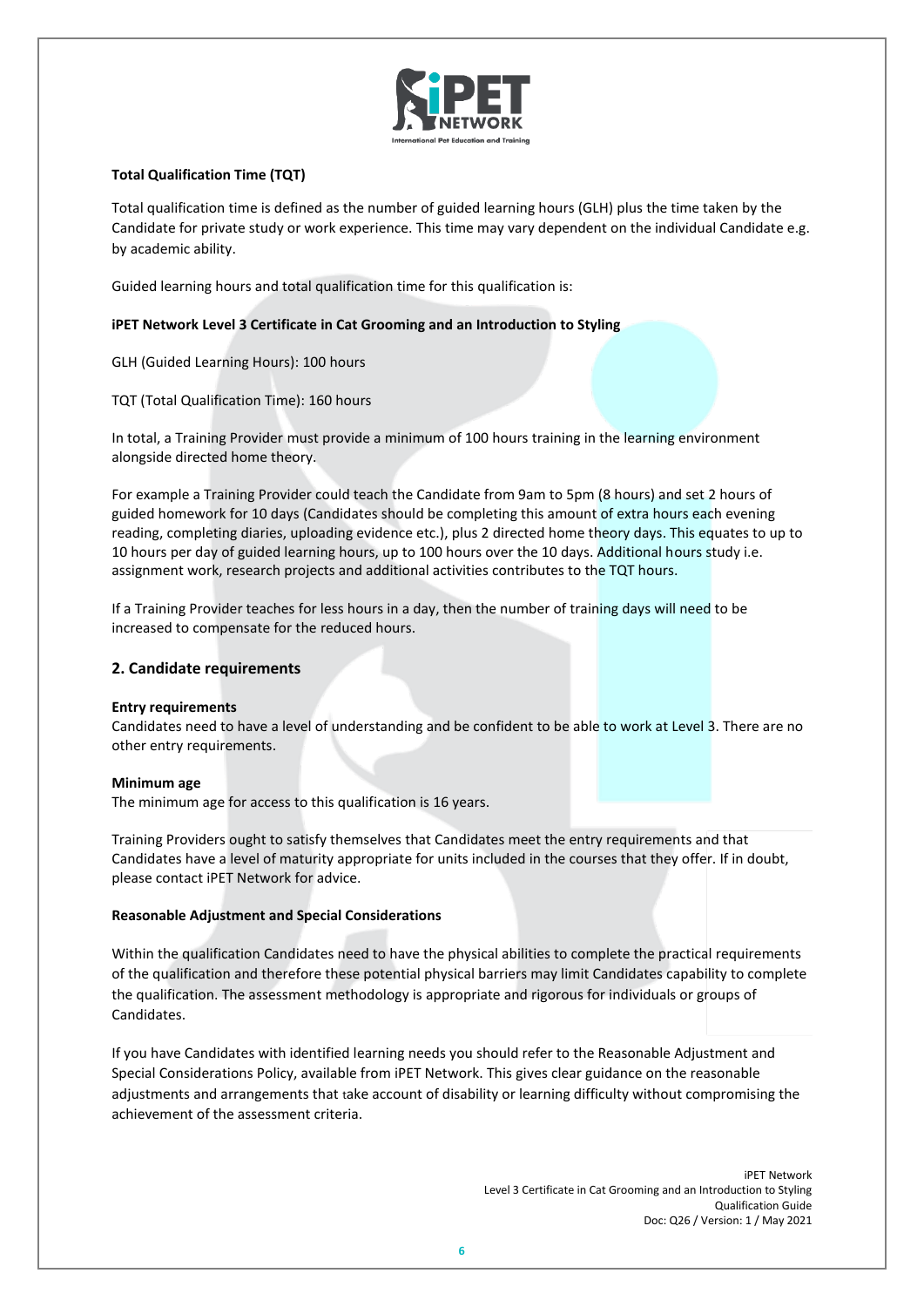**Total Qualification Time (TQT)**

Total qualification time is defined as the number of guided learning hours (GLH) plus the time taken by the Candidate for private study or work experience. This time may vary dependent on the individual Candidate e.g. by academic ability.

Guided learning hours and total qualification time for this qualification is:

**iPET Network Level 3 Certificate in Cat Grooming and an Introduction to Styling**

GLH (Guided Learning Hours): 100 hours

TQT (Total Qualification Time): 160 hours

In total, a Training Provider must provide a minimum of 100 hours training in the learning environment alongside directed home theory.

For example a Training Provider could teach the Candidate from 9am to 5pm (8 hours) and set 2 hours of guided homework for 10 days (Candidates should be completing this amount of extra hours each evening reading, completing diaries, uploading evidence etc.), plus 2 directed home theory days. This equates to up to 10 hours per day of guided learning hours, up to 100 hours over the 10 days. Additional hours study i.e. assignment work, research projects and additional activities contributes to the TQT hours.

If a Training Provider teaches for less hours in a day, then the number of training days will need to be increased to compensate for the reduced hours.

## 2. Candidate requirements

**Entry requirements**
Candidates need to have a level of understanding and be confident to be able to work at Level 3. There are no other entry requirements.

**Minimum age**
The minimum age for access to this qualification is 16 years.

Training Providers ought to satisfy themselves that Candidates meet the entry requirements and that Candidates have a level of maturity appropriate for units included in the courses that they offer. If in doubt, please contact iPET Network for advice.

**Reasonable Adjustment and Special Considerations**

Within the qualification Candidates need to have the physical abilities to complete the practical requirements of the qualification and therefore these potential physical barriers may limit Candidates capability to complete the qualification. The assessment methodology is appropriate and rigorous for individuals or groups of Candidates.

If you have Candidates with identified learning needs you should refer to the Reasonable Adjustment and Special Considerations Policy, available from iPET Network. This gives clear guidance on the reasonable adjustments and arrangements that take account of disability or learning difficulty without compromising the achievement of the assessment criteria.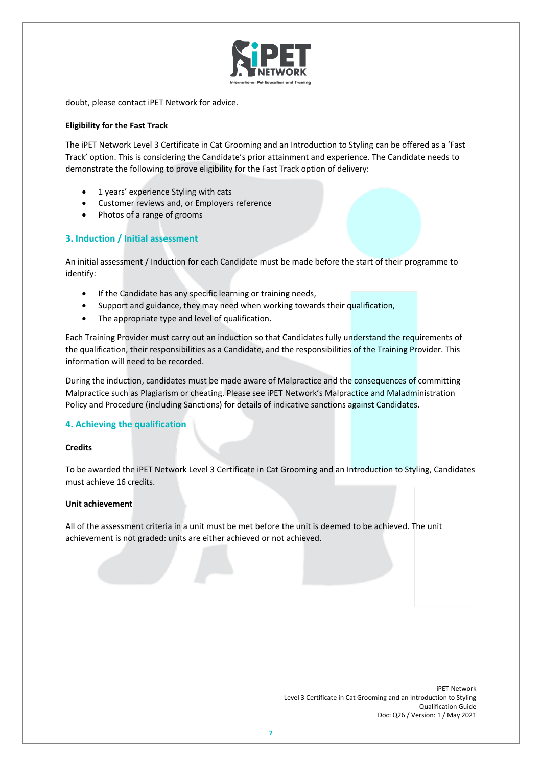doubt, please contact iPET Network for advice.

**Eligibility for the Fast Track**

The iPET Network Level 3 Certificate in Cat Grooming and an Introduction to Styling can be offered as a 'Fast Track' option. This is considering the Candidate's prior attainment and experience. The Candidate needs to demonstrate the following to prove eligibility for the Fast Track option of delivery:

- 1 years' experience Styling with cats
- Customer reviews and, or Employers reference
- Photos of a range of grooms

## 3. Induction / Initial assessment

An initial assessment / Induction for each Candidate must be made before the start of their programme to identify:

- If the Candidate has any specific learning or training needs,
- Support and guidance, they may need when working towards their qualification,
- The appropriate type and level of qualification.

Each Training Provider must carry out an induction so that Candidates fully understand the requirements of the qualification, their responsibilities as a Candidate, and the responsibilities of the Training Provider. This information will need to be recorded.

During the induction, candidates must be made aware of Malpractice and the consequences of committing Malpractice such as Plagiarism or cheating. Please see iPET Network's Malpractice and Maladministration Policy and Procedure (including Sanctions) for details of indicative sanctions against Candidates.

## 4. Achieving the qualification

**Credits**

To be awarded the iPET Network Level 3 Certificate in Cat Grooming and an Introduction to Styling, Candidates must achieve 16 credits.

**Unit achievement**

All of the assessment criteria in a unit must be met before the unit is deemed to be achieved. The unit achievement is not graded: units are either achieved or not achieved.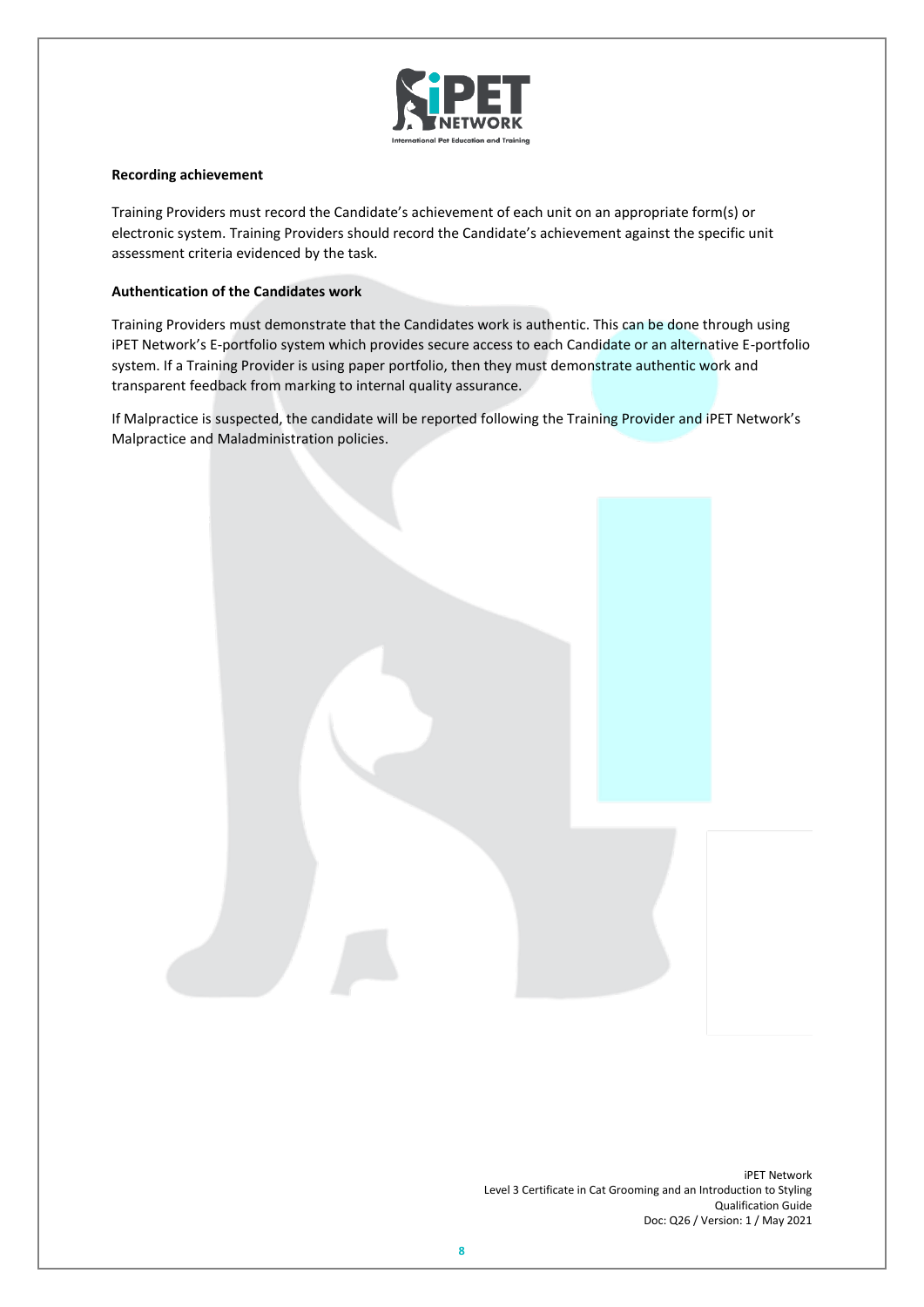**Recording achievement**

Training Providers must record the Candidate's achievement of each unit on an appropriate form(s) or electronic system. Training Providers should record the Candidate's achievement against the specific unit assessment criteria evidenced by the task.

**Authentication of the Candidates work**

Training Providers must demonstrate that the Candidates work is authentic. This can be done through using iPET Network's E-portfolio system which provides secure access to each Candidate or an alternative E-portfolio system. If a Training Provider is using paper portfolio, then they must demonstrate authentic work and transparent feedback from marking to internal quality assurance.

If Malpractice is suspected, the candidate will be reported following the Training Provider and iPET Network's Malpractice and Maladministration policies.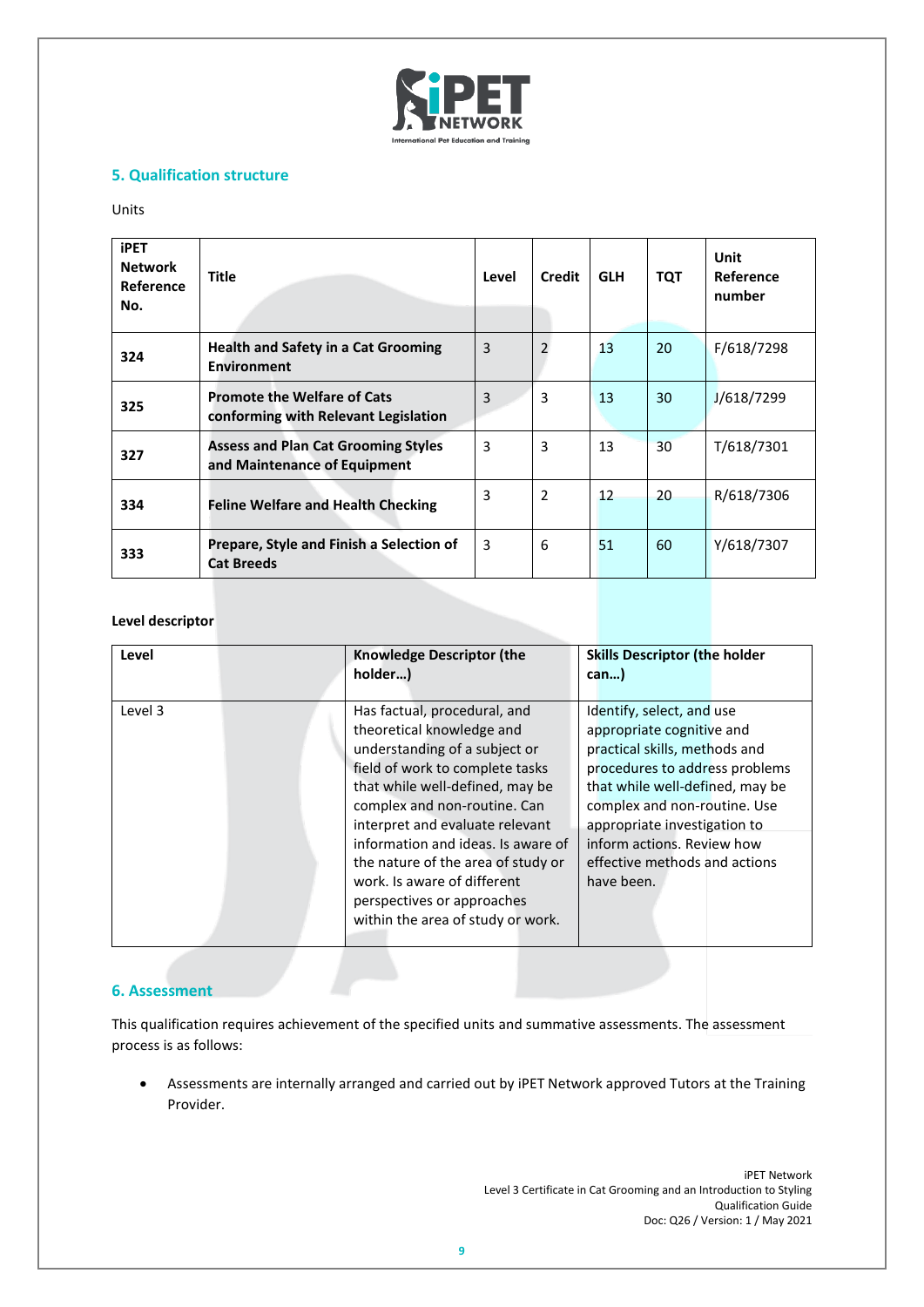## 5. Qualification structure

Units

| iPET Network Reference No. | Title | Level | Credit | GLH | TQT | Unit Reference number |
|---|---|---|---|---|---|---|
| 324 | **Health and Safety in a Cat Grooming Environment** | 3 | 2 | 13 | 20 | F/618/7298 |
| 325 | **Promote the Welfare of Cats conforming with Relevant Legislation** | 3 | 3 | 13 | 30 | J/618/7299 |
| 327 | **Assess and Plan Cat Grooming Styles and Maintenance of Equipment** | 3 | 3 | 13 | 30 | T/618/7301 |
| 334 | **Feline Welfare and Health Checking** | 3 | 2 | 12 | 20 | R/618/7306 |
| 333 | **Prepare, Style and Finish a Selection of Cat Breeds** | 3 | 6 | 51 | 60 | Y/618/7307 |

**Level descriptor**

| Level | Knowledge Descriptor (the holder…) | Skills Descriptor (the holder can…) |
|---|---|---|
| Level 3 | Has factual, procedural, and theoretical knowledge and understanding of a subject or field of work to complete tasks that while well-defined, may be complex and non-routine. Can interpret and evaluate relevant information and ideas. Is aware of the nature of the area of study or work. Is aware of different perspectives or approaches within the area of study or work. | Identify, select, and use appropriate cognitive and practical skills, methods and procedures to address problems that while well-defined, may be complex and non-routine. Use appropriate investigation to inform actions. Review how effective methods and actions have been. |

## 6. Assessment

This qualification requires achievement of the specified units and summative assessments. The assessment process is as follows:

- Assessments are internally arranged and carried out by iPET Network approved Tutors at the Training Provider.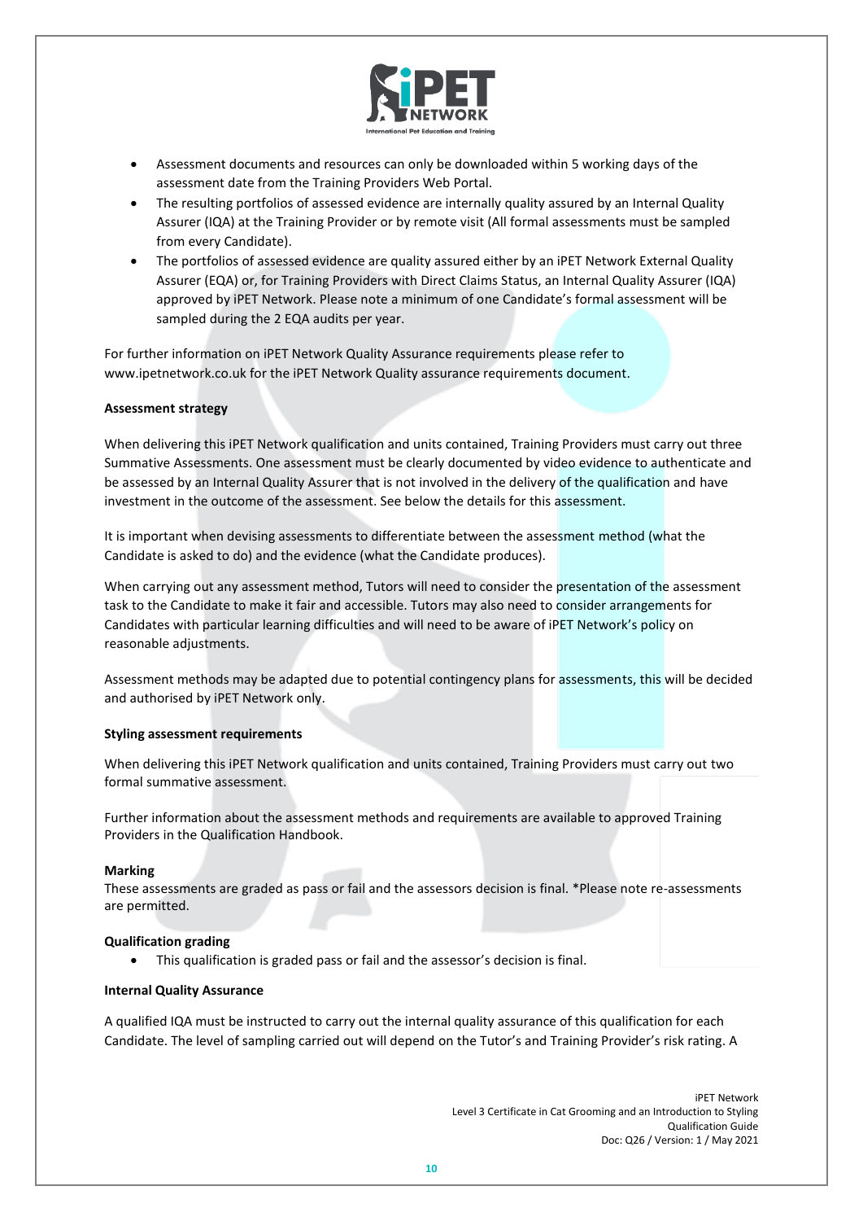- Assessment documents and resources can only be downloaded within 5 working days of the assessment date from the Training Providers Web Portal.
- The resulting portfolios of assessed evidence are internally quality assured by an Internal Quality Assurer (IQA) at the Training Provider or by remote visit (All formal assessments must be sampled from every Candidate).
- The portfolios of assessed evidence are quality assured either by an iPET Network External Quality Assurer (EQA) or, for Training Providers with Direct Claims Status, an Internal Quality Assurer (IQA) approved by iPET Network. Please note a minimum of one Candidate's formal assessment will be sampled during the 2 EQA audits per year.

For further information on iPET Network Quality Assurance requirements please refer to www.ipetnetwork.co.uk for the iPET Network Quality assurance requirements document.

**Assessment strategy**

When delivering this iPET Network qualification and units contained, Training Providers must carry out three Summative Assessments. One assessment must be clearly documented by video evidence to authenticate and be assessed by an Internal Quality Assurer that is not involved in the delivery of the qualification and have investment in the outcome of the assessment. See below the details for this assessment.

It is important when devising assessments to differentiate between the assessment method (what the Candidate is asked to do) and the evidence (what the Candidate produces).

When carrying out any assessment method, Tutors will need to consider the presentation of the assessment task to the Candidate to make it fair and accessible. Tutors may also need to consider arrangements for Candidates with particular learning difficulties and will need to be aware of iPET Network's policy on reasonable adjustments.

Assessment methods may be adapted due to potential contingency plans for assessments, this will be decided and authorised by iPET Network only.

**Styling assessment requirements**

When delivering this iPET Network qualification and units contained, Training Providers must carry out two formal summative assessment.

Further information about the assessment methods and requirements are available to approved Training Providers in the Qualification Handbook.

**Marking**

These assessments are graded as pass or fail and the assessors decision is final. *Please note re-assessments are permitted.

**Qualification grading**

- This qualification is graded pass or fail and the assessor's decision is final.

**Internal Quality Assurance**

A qualified IQA must be instructed to carry out the internal quality assurance of this qualification for each Candidate. The level of sampling carried out will depend on the Tutor's and Training Provider's risk rating. A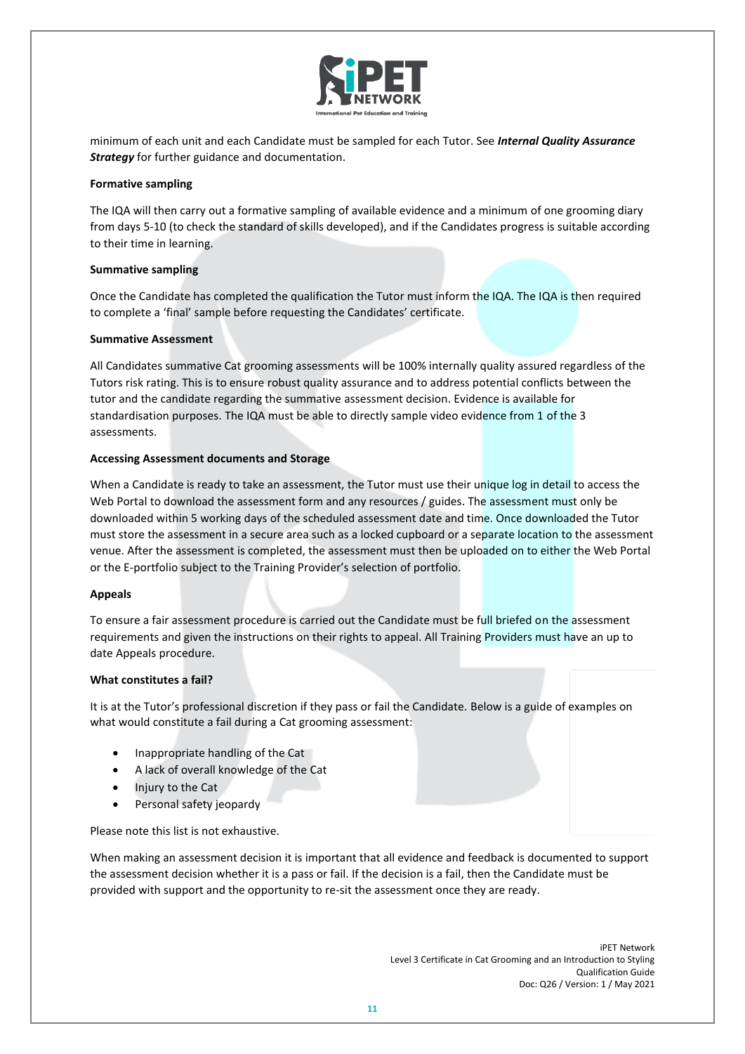minimum of each unit and each Candidate must be sampled for each Tutor. See ***Internal Quality Assurance Strategy*** for further guidance and documentation.

**Formative sampling**

The IQA will then carry out a formative sampling of available evidence and a minimum of one grooming diary from days 5-10 (to check the standard of skills developed), and if the Candidates progress is suitable according to their time in learning.

**Summative sampling**

Once the Candidate has completed the qualification the Tutor must inform the IQA. The IQA is then required to complete a 'final' sample before requesting the Candidates' certificate.

**Summative Assessment**

All Candidates summative Cat grooming assessments will be 100% internally quality assured regardless of the Tutors risk rating. This is to ensure robust quality assurance and to address potential conflicts between the tutor and the candidate regarding the summative assessment decision. Evidence is available for standardisation purposes. The IQA must be able to directly sample video evidence from 1 of the 3 assessments.

**Accessing Assessment documents and Storage**

When a Candidate is ready to take an assessment, the Tutor must use their unique log in detail to access the Web Portal to download the assessment form and any resources / guides. The assessment must only be downloaded within 5 working days of the scheduled assessment date and time. Once downloaded the Tutor must store the assessment in a secure area such as a locked cupboard or a separate location to the assessment venue. After the assessment is completed, the assessment must then be uploaded on to either the Web Portal or the E-portfolio subject to the Training Provider's selection of portfolio.

**Appeals**

To ensure a fair assessment procedure is carried out the Candidate must be full briefed on the assessment requirements and given the instructions on their rights to appeal. All Training Providers must have an up to date Appeals procedure.

**What constitutes a fail?**

It is at the Tutor's professional discretion if they pass or fail the Candidate. Below is a guide of examples on what would constitute a fail during a Cat grooming assessment:

- Inappropriate handling of the Cat
- A lack of overall knowledge of the Cat
- Injury to the Cat
- Personal safety jeopardy

Please note this list is not exhaustive.

When making an assessment decision it is important that all evidence and feedback is documented to support the assessment decision whether it is a pass or fail. If the decision is a fail, then the Candidate must be provided with support and the opportunity to re-sit the assessment once they are ready.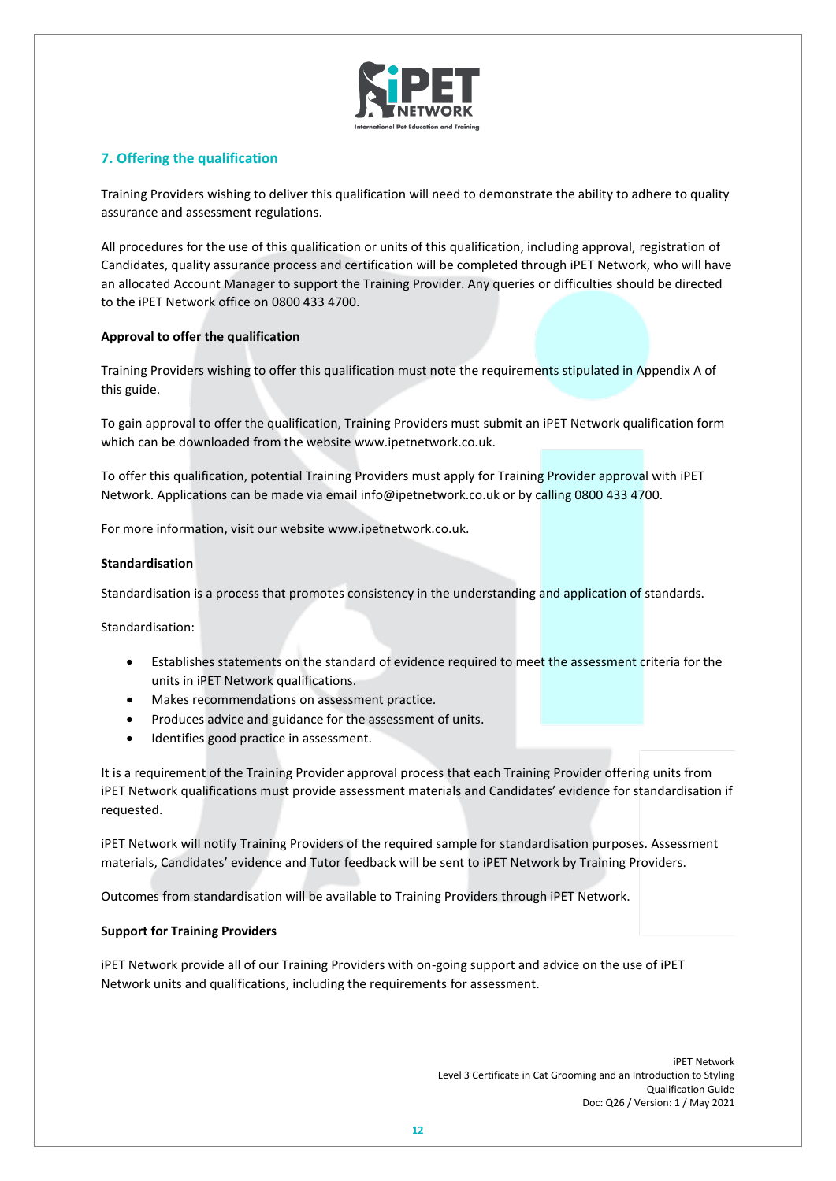## 7. Offering the qualification

Training Providers wishing to deliver this qualification will need to demonstrate the ability to adhere to quality assurance and assessment regulations.

All procedures for the use of this qualification or units of this qualification, including approval, registration of Candidates, quality assurance process and certification will be completed through iPET Network, who will have an allocated Account Manager to support the Training Provider. Any queries or difficulties should be directed to the iPET Network office on 0800 433 4700.

**Approval to offer the qualification**

Training Providers wishing to offer this qualification must note the requirements stipulated in Appendix A of this guide.

To gain approval to offer the qualification, Training Providers must submit an iPET Network qualification form which can be downloaded from the website www.ipetnetwork.co.uk.

To offer this qualification, potential Training Providers must apply for Training Provider approval with iPET Network. Applications can be made via email info@ipetnetwork.co.uk or by calling 0800 433 4700.

For more information, visit our website www.ipetnetwork.co.uk.

**Standardisation**

Standardisation is a process that promotes consistency in the understanding and application of standards.

Standardisation:

- Establishes statements on the standard of evidence required to meet the assessment criteria for the units in iPET Network qualifications.
- Makes recommendations on assessment practice.
- Produces advice and guidance for the assessment of units.
- Identifies good practice in assessment.

It is a requirement of the Training Provider approval process that each Training Provider offering units from iPET Network qualifications must provide assessment materials and Candidates' evidence for standardisation if requested.

iPET Network will notify Training Providers of the required sample for standardisation purposes. Assessment materials, Candidates' evidence and Tutor feedback will be sent to iPET Network by Training Providers.

Outcomes from standardisation will be available to Training Providers through iPET Network.

**Support for Training Providers**

iPET Network provide all of our Training Providers with on-going support and advice on the use of iPET Network units and qualifications, including the requirements for assessment.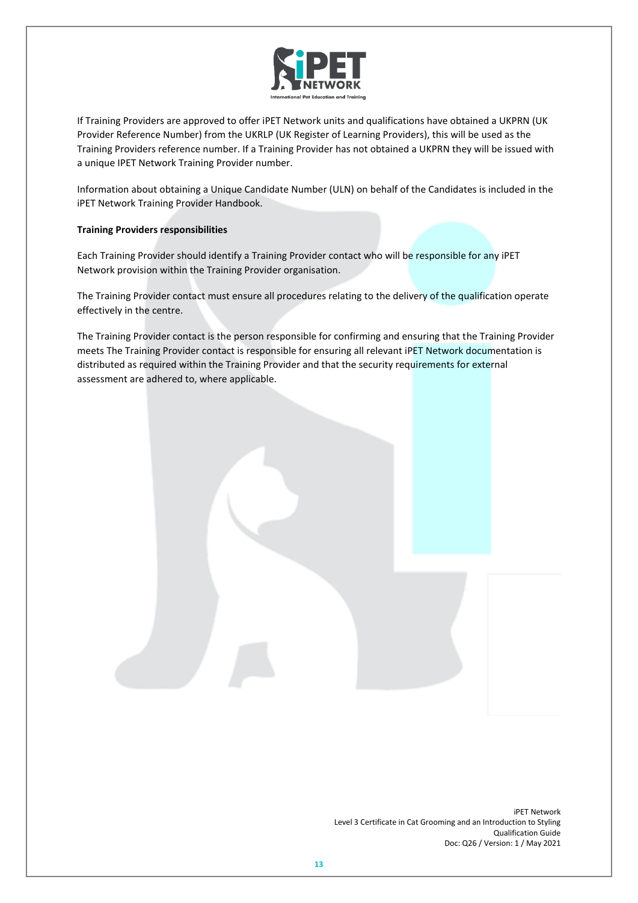If Training Providers are approved to offer iPET Network units and qualifications have obtained a UKPRN (UK Provider Reference Number) from the UKRLP (UK Register of Learning Providers), this will be used as the Training Providers reference number. If a Training Provider has not obtained a UKPRN they will be issued with a unique IPET Network Training Provider number.

Information about obtaining a Unique Candidate Number (ULN) on behalf of the Candidates is included in the iPET Network Training Provider Handbook.

**Training Providers responsibilities**

Each Training Provider should identify a Training Provider contact who will be responsible for any iPET Network provision within the Training Provider organisation.

The Training Provider contact must ensure all procedures relating to the delivery of the qualification operate effectively in the centre.

The Training Provider contact is the person responsible for confirming and ensuring that the Training Provider meets The Training Provider contact is responsible for ensuring all relevant iPET Network documentation is distributed as required within the Training Provider and that the security requirements for external assessment are adhered to, where applicable.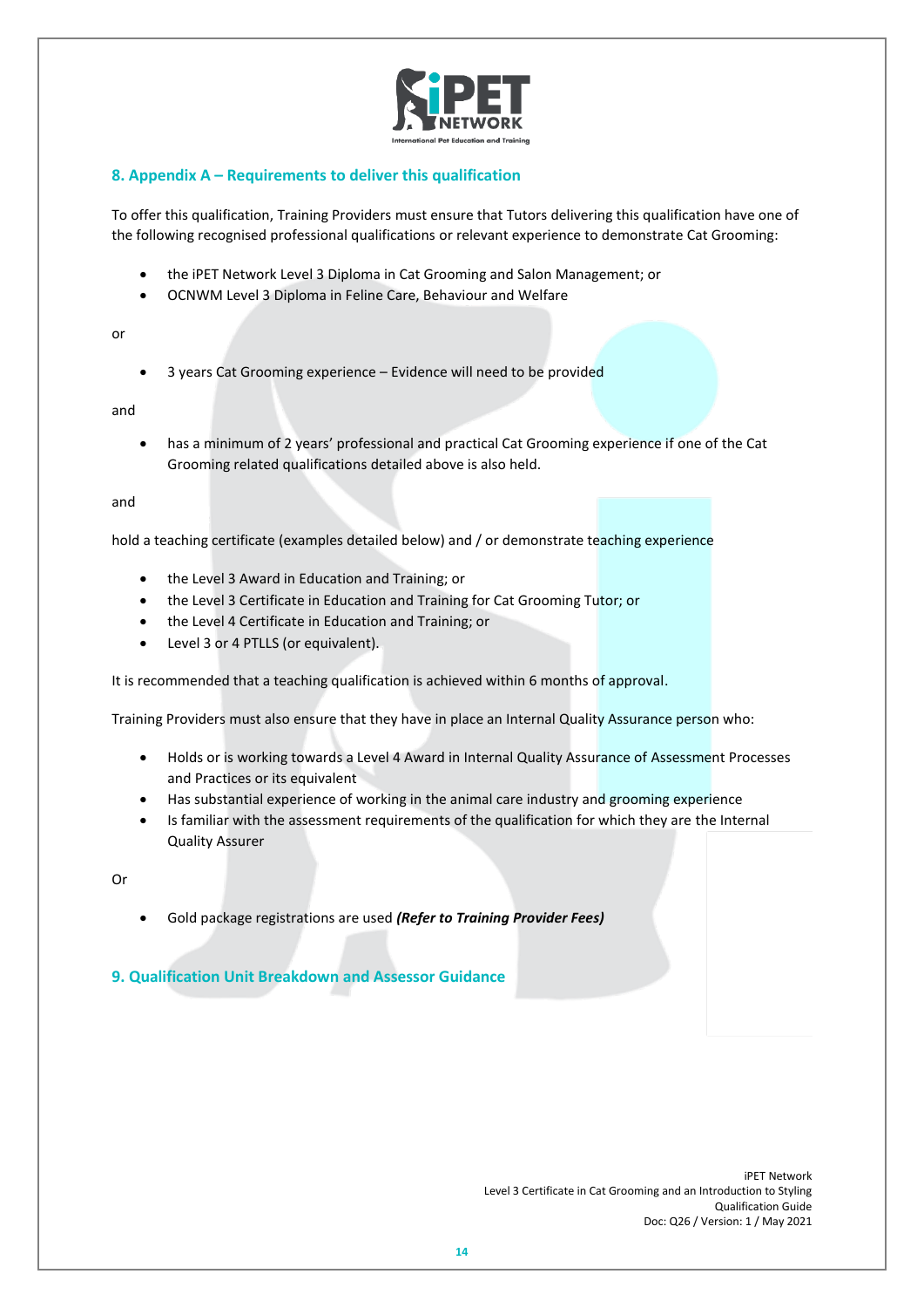## 8. Appendix A – Requirements to deliver this qualification

To offer this qualification, Training Providers must ensure that Tutors delivering this qualification have one of the following recognised professional qualifications or relevant experience to demonstrate Cat Grooming:

- the iPET Network Level 3 Diploma in Cat Grooming and Salon Management; or
- OCNWM Level 3 Diploma in Feline Care, Behaviour and Welfare

or

- 3 years Cat Grooming experience – Evidence will need to be provided

and

- has a minimum of 2 years' professional and practical Cat Grooming experience if one of the Cat Grooming related qualifications detailed above is also held.

and

hold a teaching certificate (examples detailed below) and / or demonstrate teaching experience

- the Level 3 Award in Education and Training; or
- the Level 3 Certificate in Education and Training for Cat Grooming Tutor; or
- the Level 4 Certificate in Education and Training; or
- Level 3 or 4 PTLLS (or equivalent).

It is recommended that a teaching qualification is achieved within 6 months of approval.

Training Providers must also ensure that they have in place an Internal Quality Assurance person who:

- Holds or is working towards a Level 4 Award in Internal Quality Assurance of Assessment Processes and Practices or its equivalent
- Has substantial experience of working in the animal care industry and grooming experience
- Is familiar with the assessment requirements of the qualification for which they are the Internal Quality Assurer

Or

- Gold package registrations are used ***(Refer to Training Provider Fees)***

## 9. Qualification Unit Breakdown and Assessor Guidance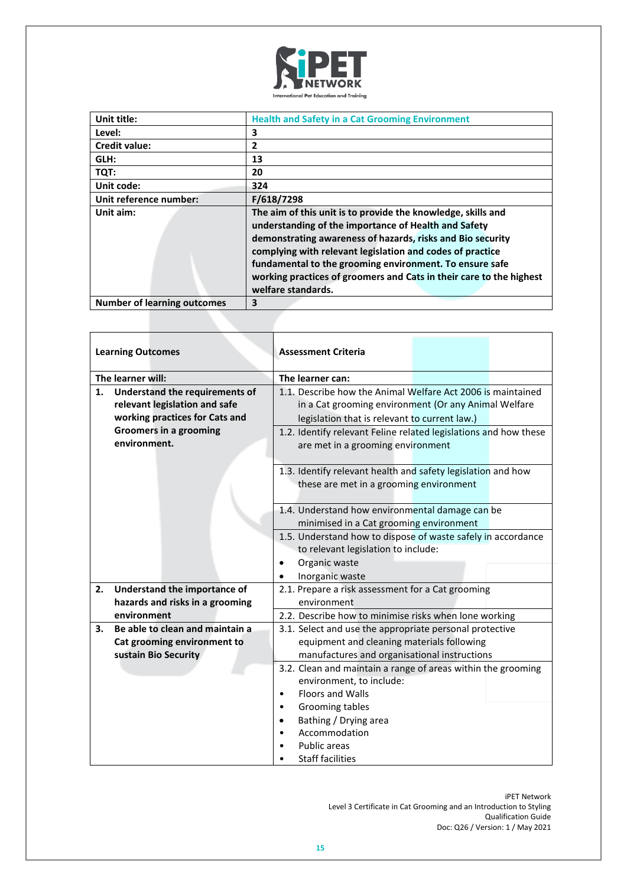| Unit title: | Health and Safety in a Cat Grooming Environment |
|---|---|
| Level: | 3 |
| Credit value: | 2 |
| GLH: | 13 |
| TQT: | 20 |
| Unit code: | 324 |
| Unit reference number: | F/618/7298 |
| Unit aim: | The aim of this unit is to provide the knowledge, skills and understanding of the importance of Health and Safety demonstrating awareness of hazards, risks and Bio security complying with relevant legislation and codes of practice fundamental to the grooming environment. To ensure safe working practices of groomers and Cats in their care to the highest welfare standards. |
| Number of learning outcomes | 3 |

| Learning Outcomes | Assessment Criteria |
|---|---|
| **The learner will:** | **The learner can:** |
| **1. Understand the requirements of relevant legislation and safe working practices for Cats and Groomers in a grooming environment.** | 1.1. Describe how the Animal Welfare Act 2006 is maintained in a Cat grooming environment (Or any Animal Welfare legislation that is relevant to current law.) |
| | 1.2. Identify relevant Feline related legislations and how these are met in a grooming environment |
| | 1.3. Identify relevant health and safety legislation and how these are met in a grooming environment |
| | 1.4. Understand how environmental damage can be minimised in a Cat grooming environment |
| | 1.5. Understand how to dispose of waste safely in accordance to relevant legislation to include:<br>• Organic waste<br>• Inorganic waste |
| **2. Understand the importance of hazards and risks in a grooming environment** | 2.1. Prepare a risk assessment for a Cat grooming environment |
| | 2.2. Describe how to minimise risks when lone working |
| **3. Be able to clean and maintain a Cat grooming environment to sustain Bio Security** | 3.1. Select and use the appropriate personal protective equipment and cleaning materials following manufactures and organisational instructions |
| | 3.2. Clean and maintain a range of areas within the grooming environment, to include:<br>• Floors and Walls<br>• Grooming tables<br>• Bathing / Drying area<br>• Accommodation<br>• Public areas<br>• Staff facilities |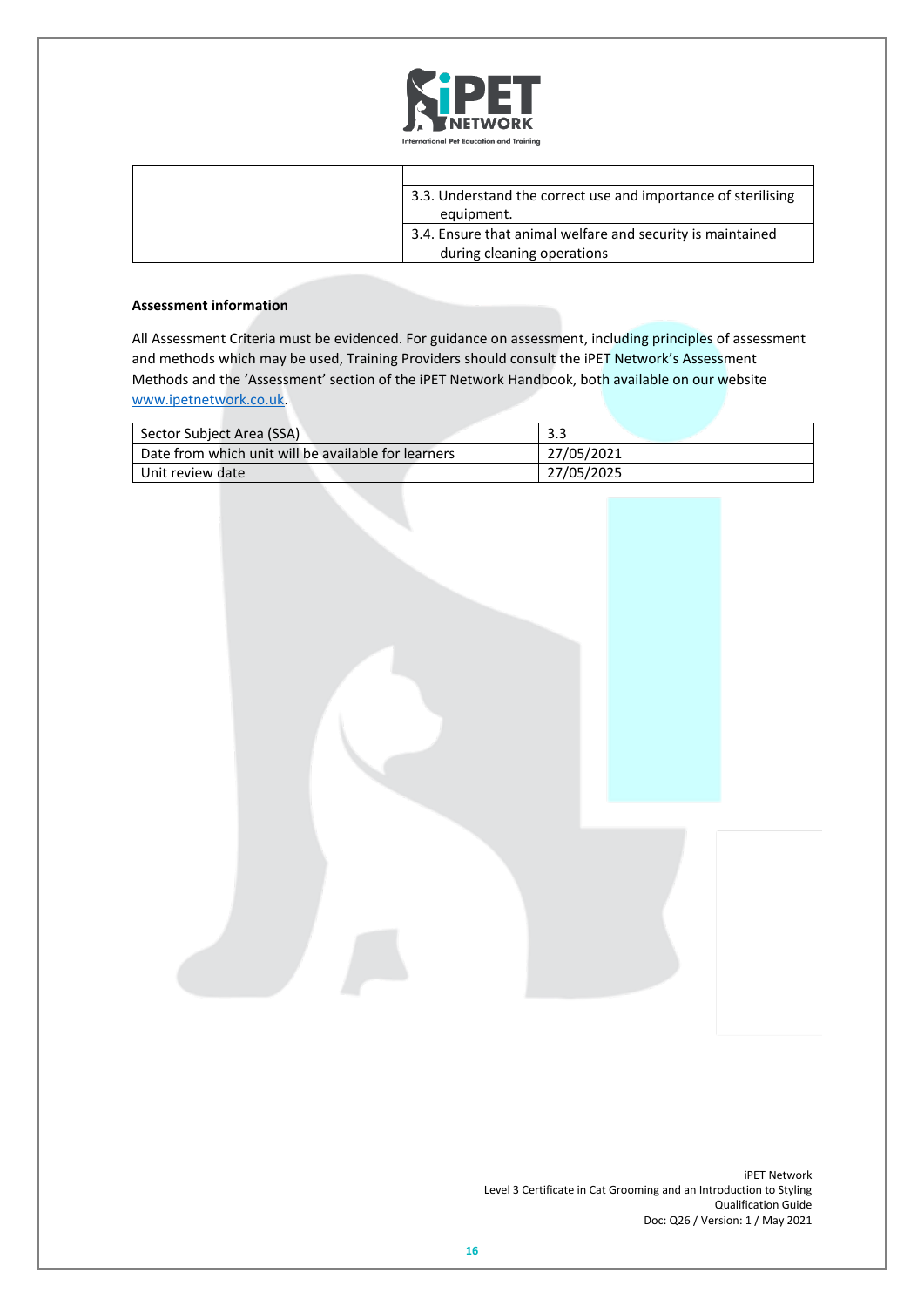| | |
|---|---|
| | 3.3. Understand the correct use and importance of sterilising equipment. |
| | 3.4. Ensure that animal welfare and security is maintained during cleaning operations |

**Assessment information**

All Assessment Criteria must be evidenced. For guidance on assessment, including principles of assessment and methods which may be used, Training Providers should consult the iPET Network's Assessment Methods and the 'Assessment' section of the iPET Network Handbook, both available on our website www.ipetnetwork.co.uk.

| | |
|---|---|
| Sector Subject Area (SSA) | 3.3 |
| Date from which unit will be available for learners | 27/05/2021 |
| Unit review date | 27/05/2025 |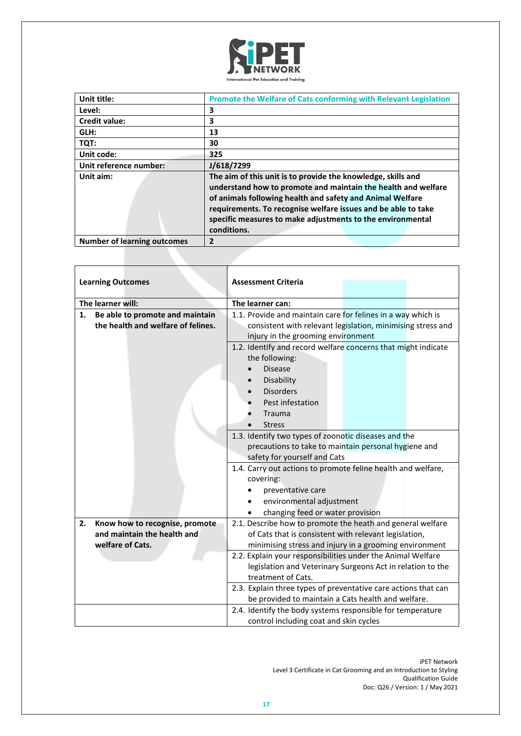| Unit title: | Promote the Welfare of Cats conforming with Relevant Legislation |
|---|---|
| Level: | 3 |
| Credit value: | 3 |
| GLH: | 13 |
| TQT: | 30 |
| Unit code: | 325 |
| Unit reference number: | J/618/7299 |
| Unit aim: | The aim of this unit is to provide the knowledge, skills and understand how to promote and maintain the health and welfare of animals following health and safety and Animal Welfare requirements. To recognise welfare issues and be able to take specific measures to make adjustments to the environmental conditions. |
| Number of learning outcomes | 2 |

| Learning Outcomes | Assessment Criteria |
|---|---|
| **The learner will:** | **The learner can:** |
| **1. Be able to promote and maintain the health and welfare of felines.** | 1.1. Provide and maintain care for felines in a way which is consistent with relevant legislation, minimising stress and injury in the grooming environment |
| | 1.2. Identify and record welfare concerns that might indicate the following: <br>• Disease <br>• Disability <br>• Disorders <br>• Pest infestation <br>• Trauma <br>• Stress |
| | 1.3. Identify two types of zoonotic diseases and the precautions to take to maintain personal hygiene and safety for yourself and Cats |
| | 1.4. Carry out actions to promote feline health and welfare, covering: <br>• preventative care <br>• environmental adjustment <br>• changing feed or water provision |
| **2. Know how to recognise, promote and maintain the health and welfare of Cats.** | 2.1. Describe how to promote the heath and general welfare of Cats that is consistent with relevant legislation, minimising stress and injury in a grooming environment |
| | 2.2. Explain your responsibilities under the Animal Welfare legislation and Veterinary Surgeons Act in relation to the treatment of Cats. |
| | 2.3. Explain three types of preventative care actions that can be provided to maintain a Cats health and welfare. |
| | 2.4. Identify the body systems responsible for temperature control including coat and skin cycles |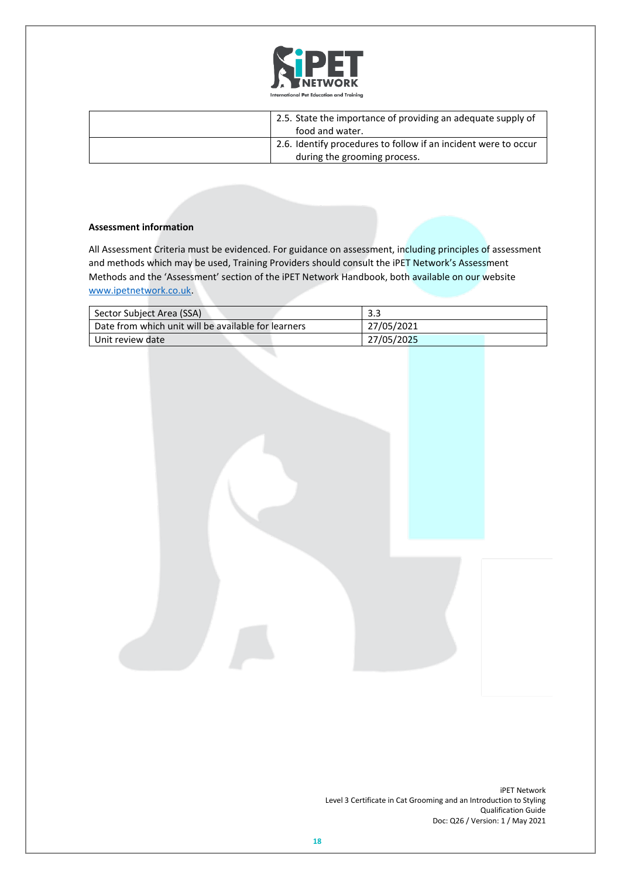| | |
|---|---|
| | 2.5. State the importance of providing an adequate supply of food and water. |
| | 2.6. Identify procedures to follow if an incident were to occur during the grooming process. |

**Assessment information**

All Assessment Criteria must be evidenced. For guidance on assessment, including principles of assessment and methods which may be used, Training Providers should consult the iPET Network's Assessment Methods and the 'Assessment' section of the iPET Network Handbook, both available on our website www.ipetnetwork.co.uk.

| | |
|---|---|
| Sector Subject Area (SSA) | 3.3 |
| Date from which unit will be available for learners | 27/05/2021 |
| Unit review date | 27/05/2025 |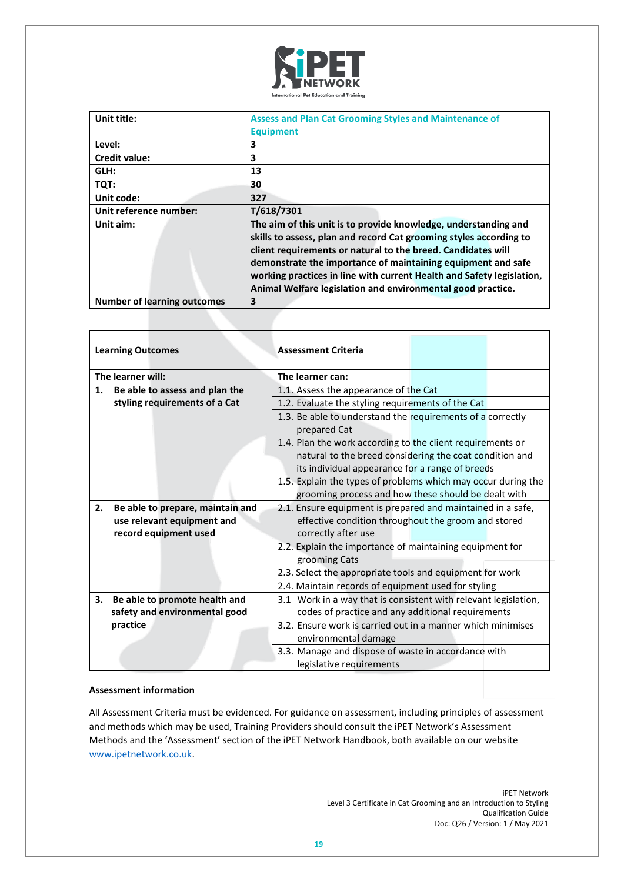| Unit title: | Assess and Plan Cat Grooming Styles and Maintenance of Equipment |
|---|---|
| Level: | 3 |
| Credit value: | 3 |
| GLH: | 13 |
| TQT: | 30 |
| Unit code: | 327 |
| Unit reference number: | T/618/7301 |
| Unit aim: | The aim of this unit is to provide knowledge, understanding and skills to assess, plan and record Cat grooming styles according to client requirements or natural to the breed. Candidates will demonstrate the importance of maintaining equipment and safe working practices in line with current Health and Safety legislation, Animal Welfare legislation and environmental good practice. |
| Number of learning outcomes | 3 |

| Learning Outcomes | Assessment Criteria |
|---|---|
| **The learner will:** | **The learner can:** |
| **1. Be able to assess and plan the styling requirements of a Cat** | 1.1. Assess the appearance of the Cat |
| | 1.2. Evaluate the styling requirements of the Cat |
| | 1.3. Be able to understand the requirements of a correctly prepared Cat |
| | 1.4. Plan the work according to the client requirements or natural to the breed considering the coat condition and its individual appearance for a range of breeds |
| | 1.5. Explain the types of problems which may occur during the grooming process and how these should be dealt with |
| **2. Be able to prepare, maintain and use relevant equipment and record equipment used** | 2.1. Ensure equipment is prepared and maintained in a safe, effective condition throughout the groom and stored correctly after use |
| | 2.2. Explain the importance of maintaining equipment for grooming Cats |
| | 2.3. Select the appropriate tools and equipment for work |
| | 2.4. Maintain records of equipment used for styling |
| **3. Be able to promote health and safety and environmental good practice** | 3.1 Work in a way that is consistent with relevant legislation, codes of practice and any additional requirements |
| | 3.2. Ensure work is carried out in a manner which minimises environmental damage |
| | 3.3. Manage and dispose of waste in accordance with legislative requirements |

**Assessment information**

All Assessment Criteria must be evidenced. For guidance on assessment, including principles of assessment and methods which may be used, Training Providers should consult the iPET Network's Assessment Methods and the 'Assessment' section of the iPET Network Handbook, both available on our website www.ipetnetwork.co.uk.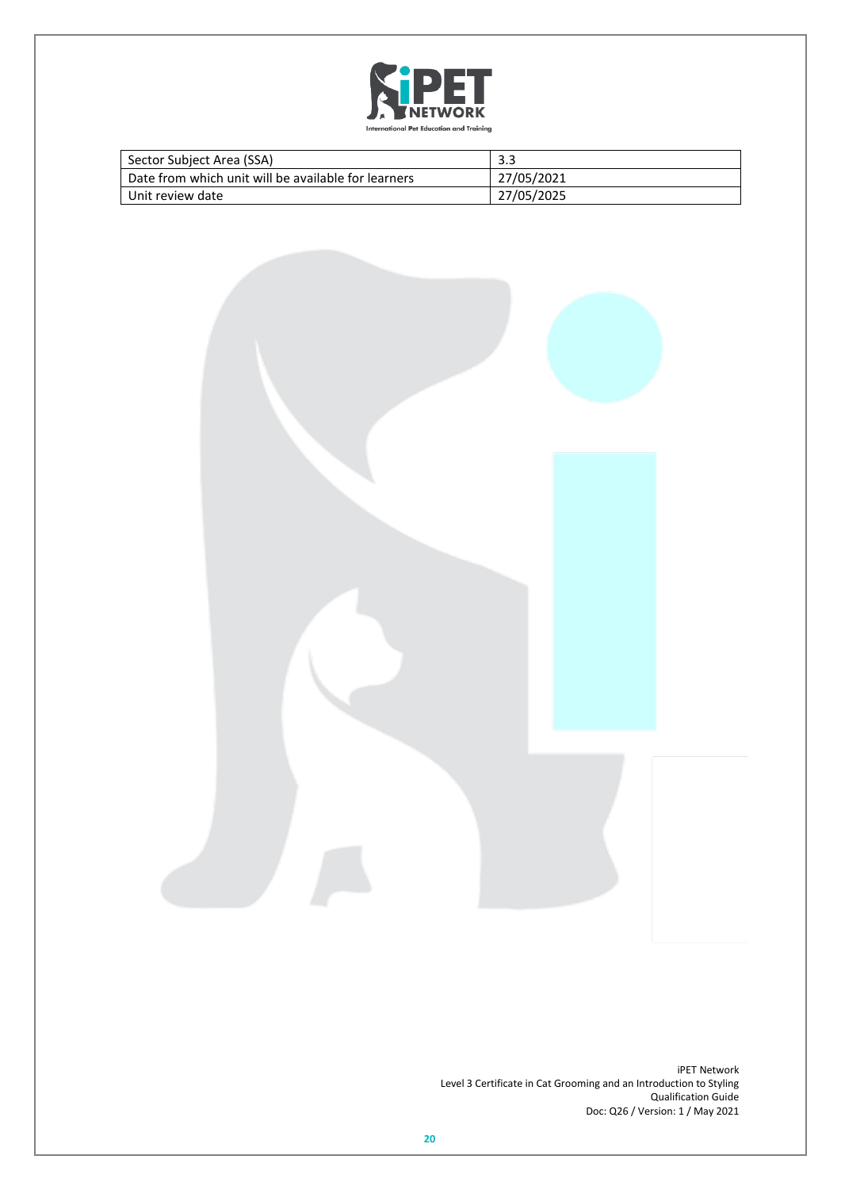| Sector Subject Area (SSA) | 3.3 |
| --- | --- |
| Date from which unit will be available for learners | 27/05/2021 |
| Unit review date | 27/05/2025 |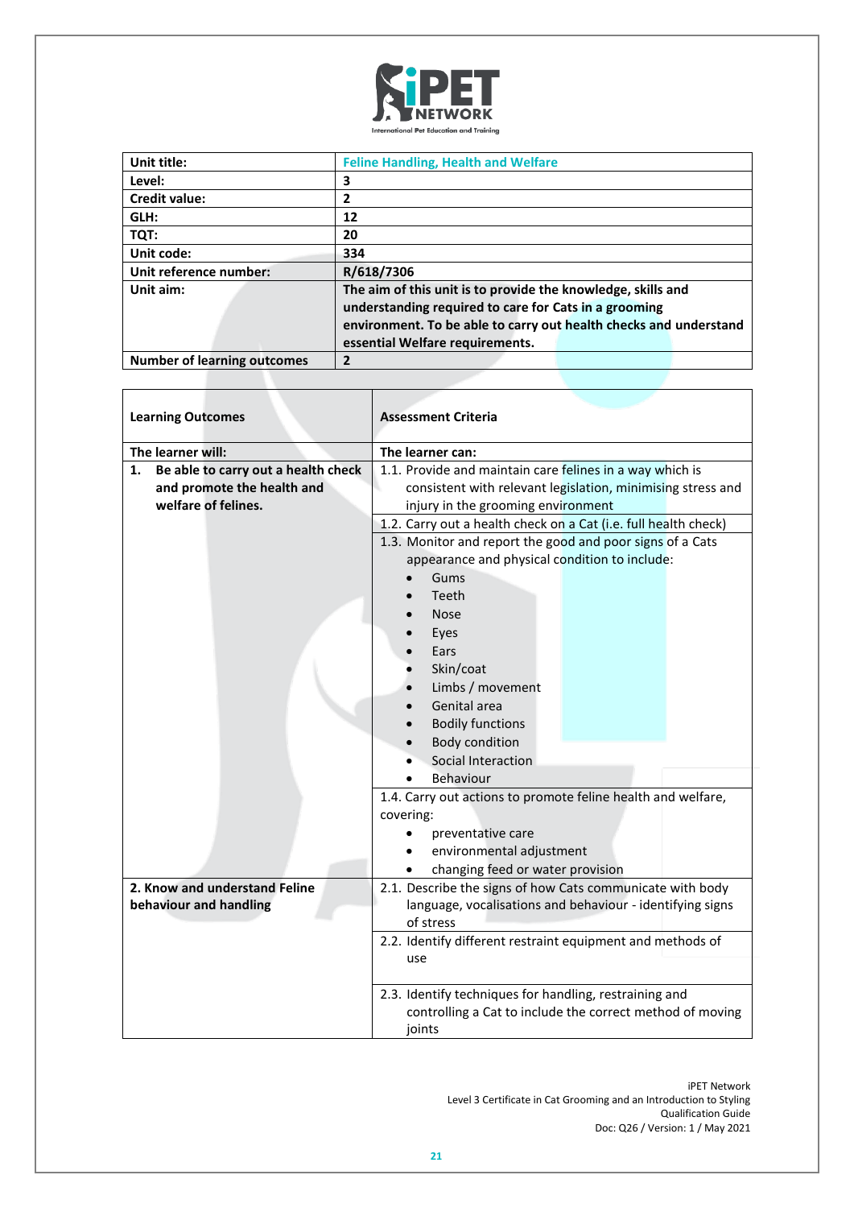| Unit title: | Feline Handling, Health and Welfare |
|---|---|
| Level: | 3 |
| Credit value: | 2 |
| GLH: | 12 |
| TQT: | 20 |
| Unit code: | 334 |
| Unit reference number: | R/618/7306 |
| Unit aim: | The aim of this unit is to provide the knowledge, skills and understanding required to care for Cats in a grooming environment. To be able to carry out health checks and understand essential Welfare requirements. |
| Number of learning outcomes | 2 |

| Learning Outcomes | Assessment Criteria |
|---|---|
| **The learner will:** | **The learner can:** |
| **1. Be able to carry out a health check and promote the health and welfare of felines.** | 1.1. Provide and maintain care felines in a way which is consistent with relevant legislation, minimising stress and injury in the grooming environment |
| | 1.2. Carry out a health check on a Cat (i.e. full health check) |
| | 1.3. Monitor and report the good and poor signs of a Cats appearance and physical condition to include: <br>• Gums <br>• Teeth <br>• Nose <br>• Eyes <br>• Ears <br>• Skin/coat <br>• Limbs / movement <br>• Genital area <br>• Bodily functions <br>• Body condition <br>• Social Interaction <br>• Behaviour |
| | 1.4. Carry out actions to promote feline health and welfare, covering: <br>• preventative care <br>• environmental adjustment <br>• changing feed or water provision |
| **2. Know and understand Feline behaviour and handling** | 2.1. Describe the signs of how Cats communicate with body language, vocalisations and behaviour - identifying signs of stress |
| | 2.2. Identify different restraint equipment and methods of use |
| | 2.3. Identify techniques for handling, restraining and controlling a Cat to include the correct method of moving joints |

iPET Network
Level 3 Certificate in Cat Grooming and an Introduction to Styling
Qualification Guide
Doc: Q26 / Version: 1 / May 2021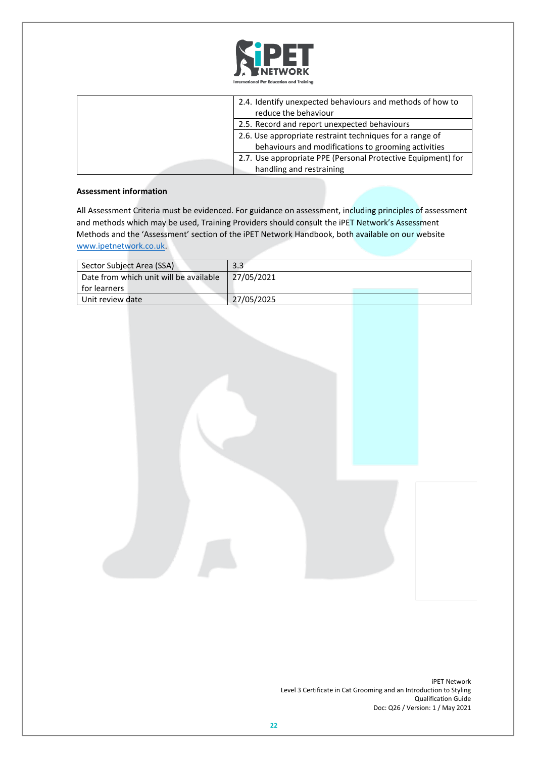| | |
|---|---|
| | 2.4. Identify unexpected behaviours and methods of how to reduce the behaviour |
| | 2.5. Record and report unexpected behaviours |
| | 2.6. Use appropriate restraint techniques for a range of behaviours and modifications to grooming activities |
| | 2.7. Use appropriate PPE (Personal Protective Equipment) for handling and restraining |

**Assessment information**

All Assessment Criteria must be evidenced. For guidance on assessment, including principles of assessment and methods which may be used, Training Providers should consult the iPET Network's Assessment Methods and the 'Assessment' section of the iPET Network Handbook, both available on our website www.ipetnetwork.co.uk.

| | |
|---|---|
| Sector Subject Area (SSA) | 3.3 |
| Date from which unit will be available for learners | 27/05/2021 |
| Unit review date | 27/05/2025 |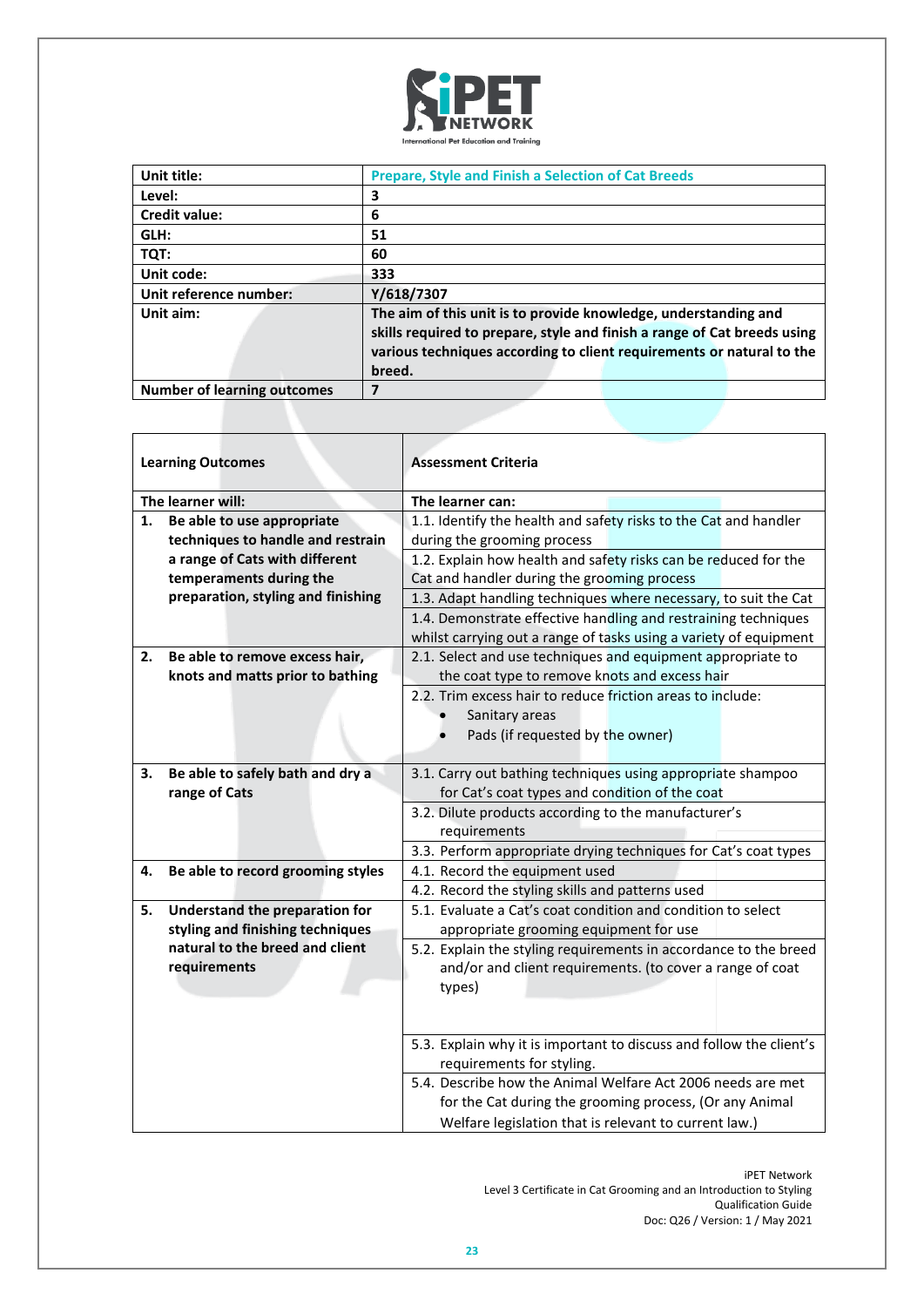| Unit title: | Prepare, Style and Finish a Selection of Cat Breeds |
|---|---|
| Level: | 3 |
| Credit value: | 6 |
| GLH: | 51 |
| TQT: | 60 |
| Unit code: | 333 |
| Unit reference number: | Y/618/7307 |
| Unit aim: | The aim of this unit is to provide knowledge, understanding and skills required to prepare, style and finish a range of Cat breeds using various techniques according to client requirements or natural to the breed. |
| Number of learning outcomes | 7 |

| Learning Outcomes | Assessment Criteria |
|---|---|
| The learner will: | The learner can: |
| 1. Be able to use appropriate techniques to handle and restrain a range of Cats with different temperaments during the preparation, styling and finishing | 1.1. Identify the health and safety risks to the Cat and handler during the grooming process |
| | 1.2. Explain how health and safety risks can be reduced for the Cat and handler during the grooming process |
| | 1.3. Adapt handling techniques where necessary, to suit the Cat |
| | 1.4. Demonstrate effective handling and restraining techniques whilst carrying out a range of tasks using a variety of equipment |
| 2. Be able to remove excess hair, knots and matts prior to bathing | 2.1. Select and use techniques and equipment appropriate to the coat type to remove knots and excess hair |
| | 2.2. Trim excess hair to reduce friction areas to include:<br>• Sanitary areas<br>• Pads (if requested by the owner) |
| 3. Be able to safely bath and dry a range of Cats | 3.1. Carry out bathing techniques using appropriate shampoo for Cat's coat types and condition of the coat |
| | 3.2. Dilute products according to the manufacturer's requirements |
| | 3.3. Perform appropriate drying techniques for Cat's coat types |
| 4. Be able to record grooming styles | 4.1. Record the equipment used |
| | 4.2. Record the styling skills and patterns used |
| 5. Understand the preparation for styling and finishing techniques natural to the breed and client requirements | 5.1. Evaluate a Cat's coat condition and condition to select appropriate grooming equipment for use |
| | 5.2. Explain the styling requirements in accordance to the breed and/or and client requirements. (to cover a range of coat types) |
| | 5.3. Explain why it is important to discuss and follow the client's requirements for styling. |
| | 5.4. Describe how the Animal Welfare Act 2006 needs are met for the Cat during the grooming process, (Or any Animal Welfare legislation that is relevant to current law.) |

iPET Network
Level 3 Certificate in Cat Grooming and an Introduction to Styling
Qualification Guide
Doc: Q26 / Version: 1 / May 2021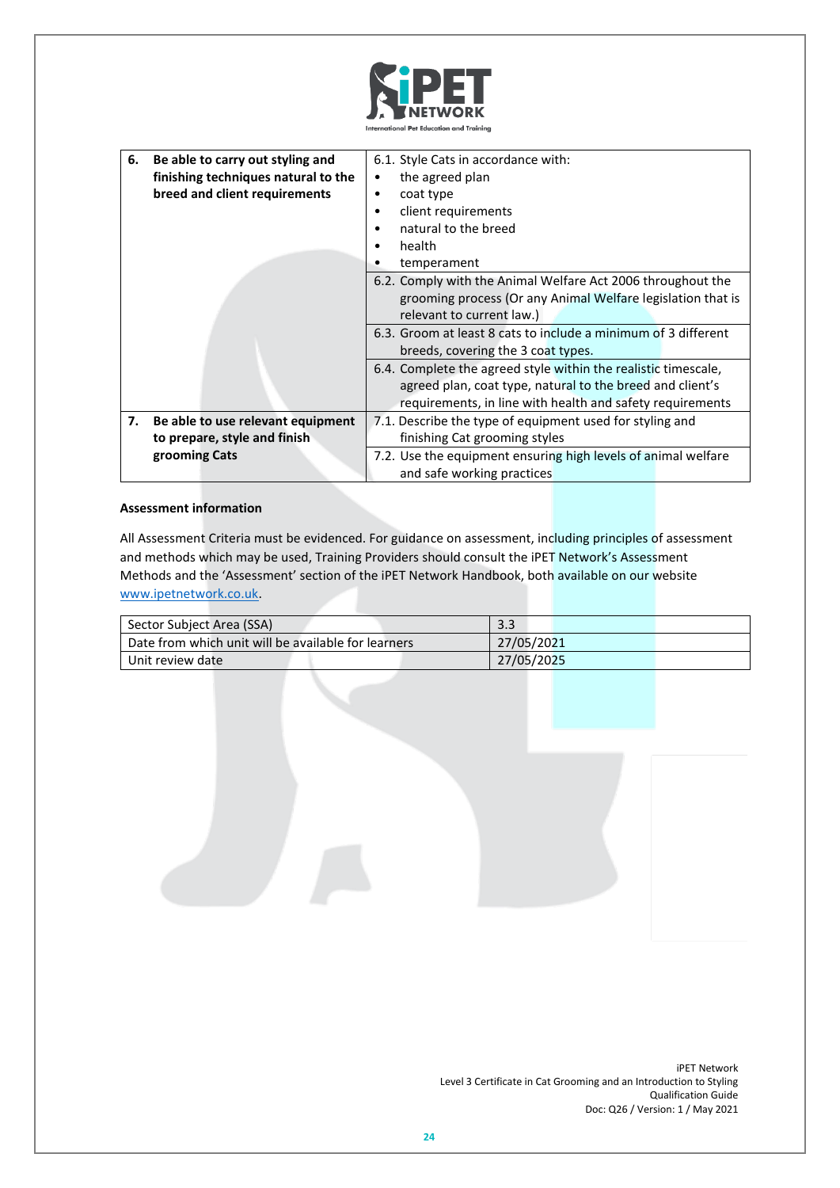| | |
|---|---|
| **6. Be able to carry out styling and finishing techniques natural to the breed and client requirements** | 6.1. Style Cats in accordance with:<br>• the agreed plan<br>• coat type<br>• client requirements<br>• natural to the breed<br>• health<br>• temperament |
| | 6.2. Comply with the Animal Welfare Act 2006 throughout the grooming process (Or any Animal Welfare legislation that is relevant to current law.) |
| | 6.3. Groom at least 8 cats to include a minimum of 3 different breeds, covering the 3 coat types. |
| | 6.4. Complete the agreed style within the realistic timescale, agreed plan, coat type, natural to the breed and client's requirements, in line with health and safety requirements |
| **7. Be able to use relevant equipment to prepare, style and finish grooming Cats** | 7.1. Describe the type of equipment used for styling and finishing Cat grooming styles |
| | 7.2. Use the equipment ensuring high levels of animal welfare and safe working practices |

**Assessment information**

All Assessment Criteria must be evidenced. For guidance on assessment, including principles of assessment and methods which may be used, Training Providers should consult the iPET Network's Assessment Methods and the 'Assessment' section of the iPET Network Handbook, both available on our website www.ipetnetwork.co.uk.

| | |
|---|---|
| Sector Subject Area (SSA) | 3.3 |
| Date from which unit will be available for learners | 27/05/2021 |
| Unit review date | 27/05/2025 |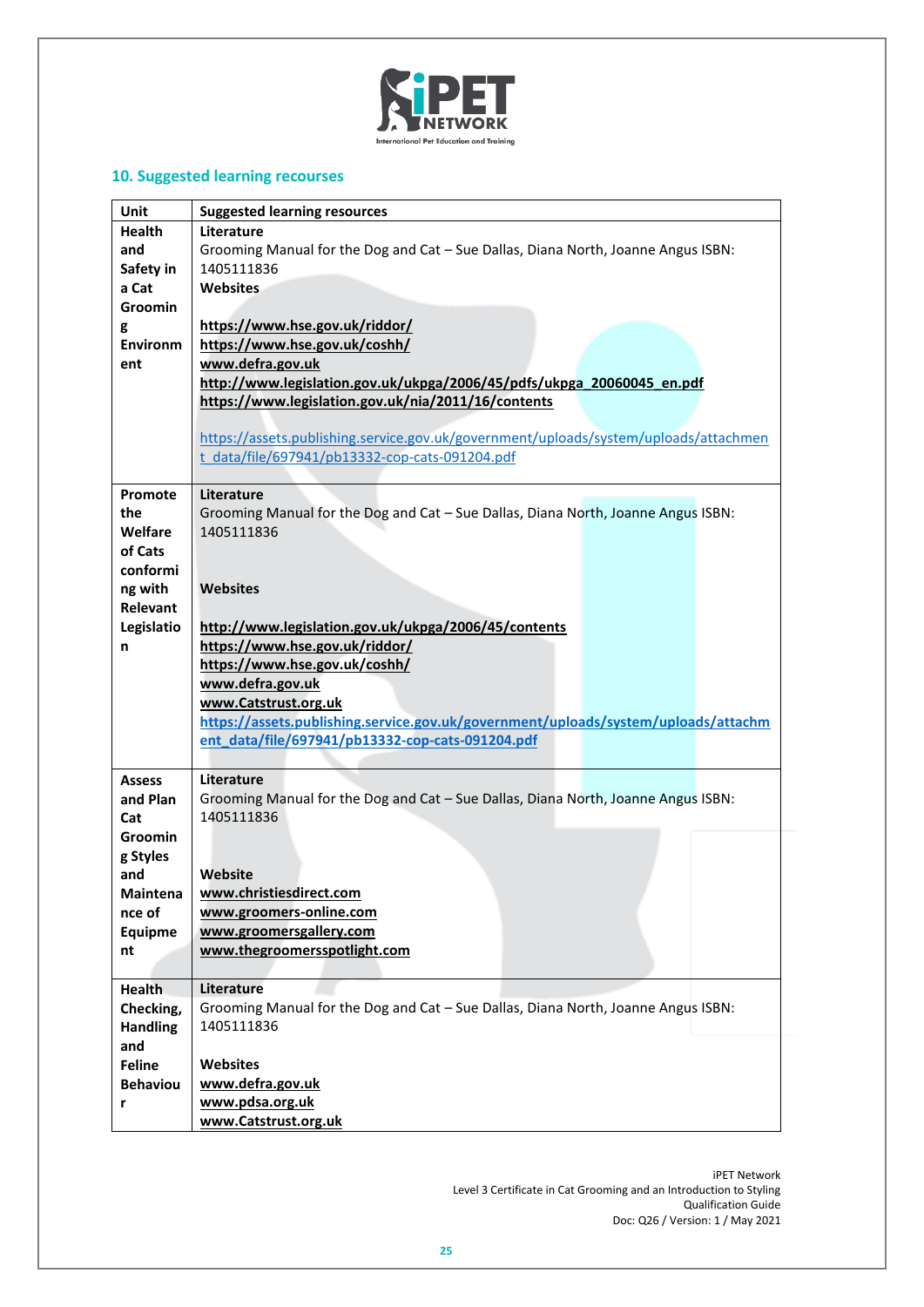## 10. Suggested learning recourses

| Unit | Suggested learning resources |
|---|---|
| **Health and Safety in a Cat Grooming Environment** | **Literature**<br>Grooming Manual for the Dog and Cat – Sue Dallas, Diana North, Joanne Angus ISBN: 1405111836<br>**Websites**<br><br>**https://www.hse.gov.uk/riddor/**<br>**https://www.hse.gov.uk/coshh/**<br>**www.defra.gov.uk**<br>**http://www.legislation.gov.uk/ukpga/2006/45/pdfs/ukpga_20060045_en.pdf**<br>**https://www.legislation.gov.uk/nia/2011/16/contents**<br><br>https://assets.publishing.service.gov.uk/government/uploads/system/uploads/attachment_data/file/697941/pb13332-cop-cats-091204.pdf |
| **Promote the Welfare of Cats conforming with Relevant Legislation** | **Literature**<br>Grooming Manual for the Dog and Cat – Sue Dallas, Diana North, Joanne Angus ISBN: 1405111836<br><br>**Websites**<br><br>**http://www.legislation.gov.uk/ukpga/2006/45/contents**<br>**https://www.hse.gov.uk/riddor/**<br>**https://www.hse.gov.uk/coshh/**<br>**www.defra.gov.uk**<br>**www.Catstrust.org.uk**<br>**https://assets.publishing.service.gov.uk/government/uploads/system/uploads/attachment_data/file/697941/pb13332-cop-cats-091204.pdf** |
| **Assess and Plan Cat Grooming Styles and Maintenance of Equipment** | **Literature**<br>Grooming Manual for the Dog and Cat – Sue Dallas, Diana North, Joanne Angus ISBN: 1405111836<br><br>**Website**<br>**www.christiesdirect.com**<br>**www.groomers-online.com**<br>**www.groomersgallery.com**<br>**www.thegroomersspotlight.com** |
| **Health Checking, Handling and Feline Behaviour** | **Literature**<br>Grooming Manual for the Dog and Cat – Sue Dallas, Diana North, Joanne Angus ISBN: 1405111836<br><br>**Websites**<br>**www.defra.gov.uk**<br>**www.pdsa.org.uk**<br>**www.Catstrust.org.uk** |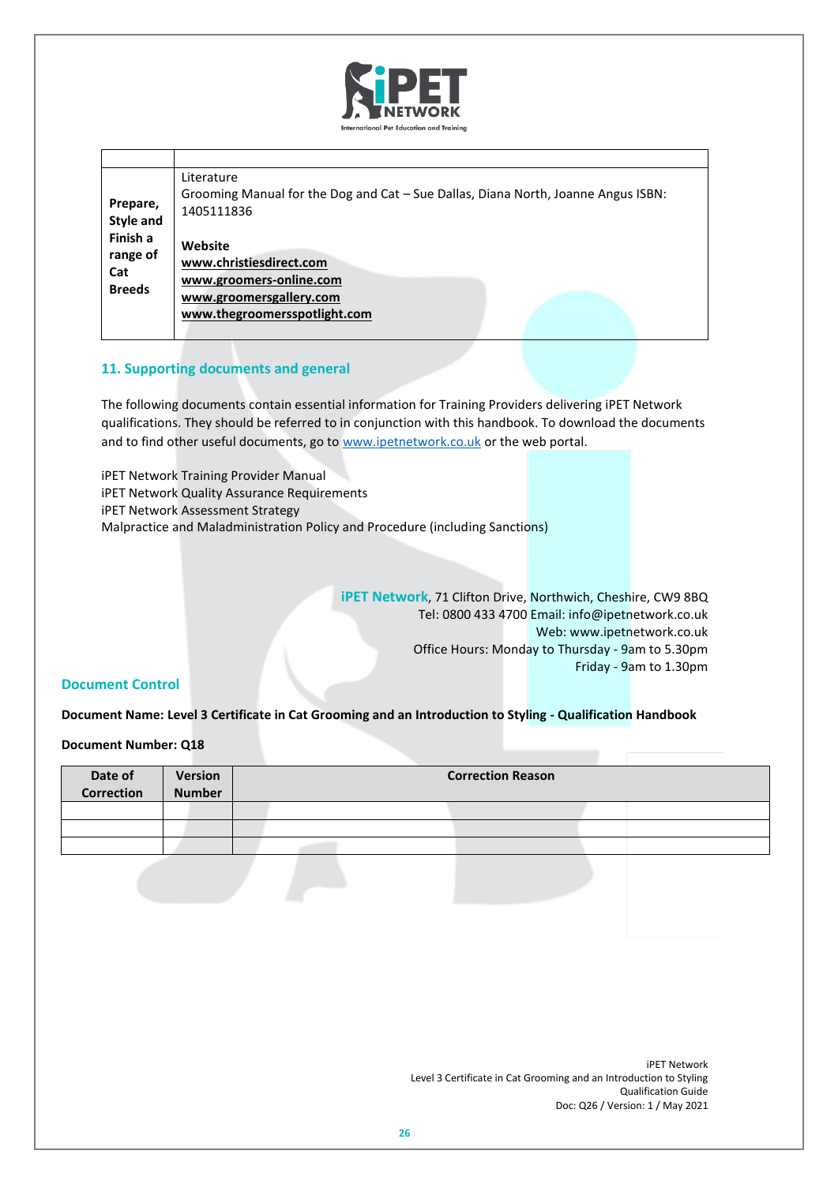| | |
|---|---|
| **Prepare, Style and Finish a range of Cat Breeds** | Literature<br>Grooming Manual for the Dog and Cat – Sue Dallas, Diana North, Joanne Angus ISBN: 1405111836<br><br>**Website**<br>**www.christiesdirect.com**<br>**www.groomers-online.com**<br>**www.groomersgallery.com**<br>**www.thegroomersspotlight.com** |

## 11. Supporting documents and general

The following documents contain essential information for Training Providers delivering iPET Network qualifications. They should be referred to in conjunction with this handbook. To download the documents and to find other useful documents, go to www.ipetnetwork.co.uk or the web portal.

iPET Network Training Provider Manual
iPET Network Quality Assurance Requirements
iPET Network Assessment Strategy
Malpractice and Maladministration Policy and Procedure (including Sanctions)

**iPET Network**, 71 Clifton Drive, Northwich, Cheshire, CW9 8BQ
Tel: 0800 433 4700 Email: info@ipetnetwork.co.uk
Web: www.ipetnetwork.co.uk
Office Hours: Monday to Thursday - 9am to 5.30pm
Friday - 9am to 1.30pm

## Document Control

**Document Name: Level 3 Certificate in Cat Grooming and an Introduction to Styling - Qualification Handbook**

**Document Number: Q18**

| Date of Correction | Version Number | Correction Reason |
|---|---|---|
| | | |
| | | |
| | | |